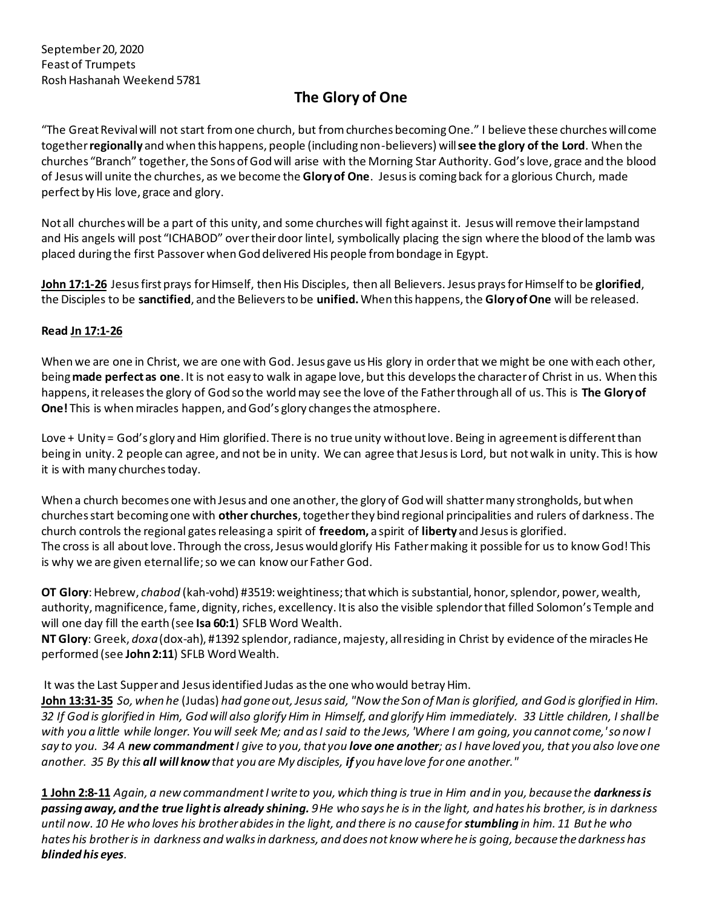September 20, 2020
Feast of Trumpets
Rosh Hashanah Weekend 5781

# The Glory of One

"The Great Revival will not start from one church, but from churches becoming One." I believe these churches will come together **regionally** and when this happens, people (including non-believers) will **see the glory of the Lord**. When the churches "Branch" together, the Sons of God will arise with the Morning Star Authority. God's love, grace and the blood of Jesus will unite the churches, as we become the **Glory of One**. Jesus is coming back for a glorious Church, made perfect by His love, grace and glory.

Not all churches will be a part of this unity, and some churches will fight against it. Jesus will remove their lampstand and His angels will post "ICHABOD" over their door lintel, symbolically placing the sign where the blood of the lamb was placed during the first Passover when God delivered His people from bondage in Egypt.

**John 17:1-26** Jesus first prays for Himself, then His Disciples, then all Believers. Jesus prays for Himself to be **glorified**, the Disciples to be **sanctified**, and the Believers to be **unified.** When this happens, the **Glory of One** will be released.

**Read Jn 17:1-26**

When we are one in Christ, we are one with God. Jesus gave us His glory in order that we might be one with each other, being **made perfect as one**. It is not easy to walk in agape love, but this develops the character of Christ in us. When this happens, it releases the glory of God so the world may see the love of the Father through all of us. This is **The Glory of One!** This is when miracles happen, and God's glory changes the atmosphere.

Love + Unity = God's glory and Him glorified. There is no true unity without love. Being in agreement is different than being in unity. 2 people can agree, and not be in unity. We can agree that Jesus is Lord, but not walk in unity. This is how it is with many churches today.

When a church becomes one with Jesus and one another, the glory of God will shatter many strongholds, but when churches start becoming one with **other churches**, together they bind regional principalities and rulers of darkness. The church controls the regional gates releasing a spirit of **freedom,** a spirit of **liberty** and Jesus is glorified.
The cross is all about love. Through the cross, Jesus would glorify His Father making it possible for us to know God! This is why we are given eternal life; so we can know our Father God.

**OT Glory**: Hebrew, *chabod* (kah-vohd) #3519: weightiness; that which is substantial, honor, splendor, power, wealth, authority, magnificence, fame, dignity, riches, excellency. It is also the visible splendor that filled Solomon's Temple and will one day fill the earth (see **Isa 60:1**) SFLB Word Wealth.
**NT Glory**: Greek, *doxa* (dox-ah), #1392 splendor, radiance, majesty, all residing in Christ by evidence of the miracles He performed (see **John 2:11**) SFLB Word Wealth.

It was the Last Supper and Jesus identified Judas as the one who would betray Him.
**John 13:31-35** *So, when he* (Judas) *had gone out, Jesus said, "Now the Son of Man is glorified, and God is glorified in Him. 32 If God is glorified in Him, God will also glorify Him in Himself, and glorify Him immediately. 33 Little children, I shall be with you a little while longer. You will seek Me; and as I said to the Jews, 'Where I am going, you cannot come,' so now I say to you. 34 A* ***new commandment*** *I give to you, that you* ***love one another****; as I have loved you, that you also love one another. 35 By this* ***all will know*** *that you are My disciples,* ***if*** *you have love for one another."*

**1 John 2:8-11** *Again, a new commandment I write to you, which thing is true in Him and in you, because the* ***darkness is passing away, and the true light is already shining.*** *9 He who says he is in the light, and hates his brother, is in darkness until now. 10 He who loves his brother abides in the light, and there is no cause for* ***stumbling*** *in him. 11 But he who hates his brother is in darkness and walks in darkness, and does not know where he is going, because the darkness has* ***blinded his eyes****.*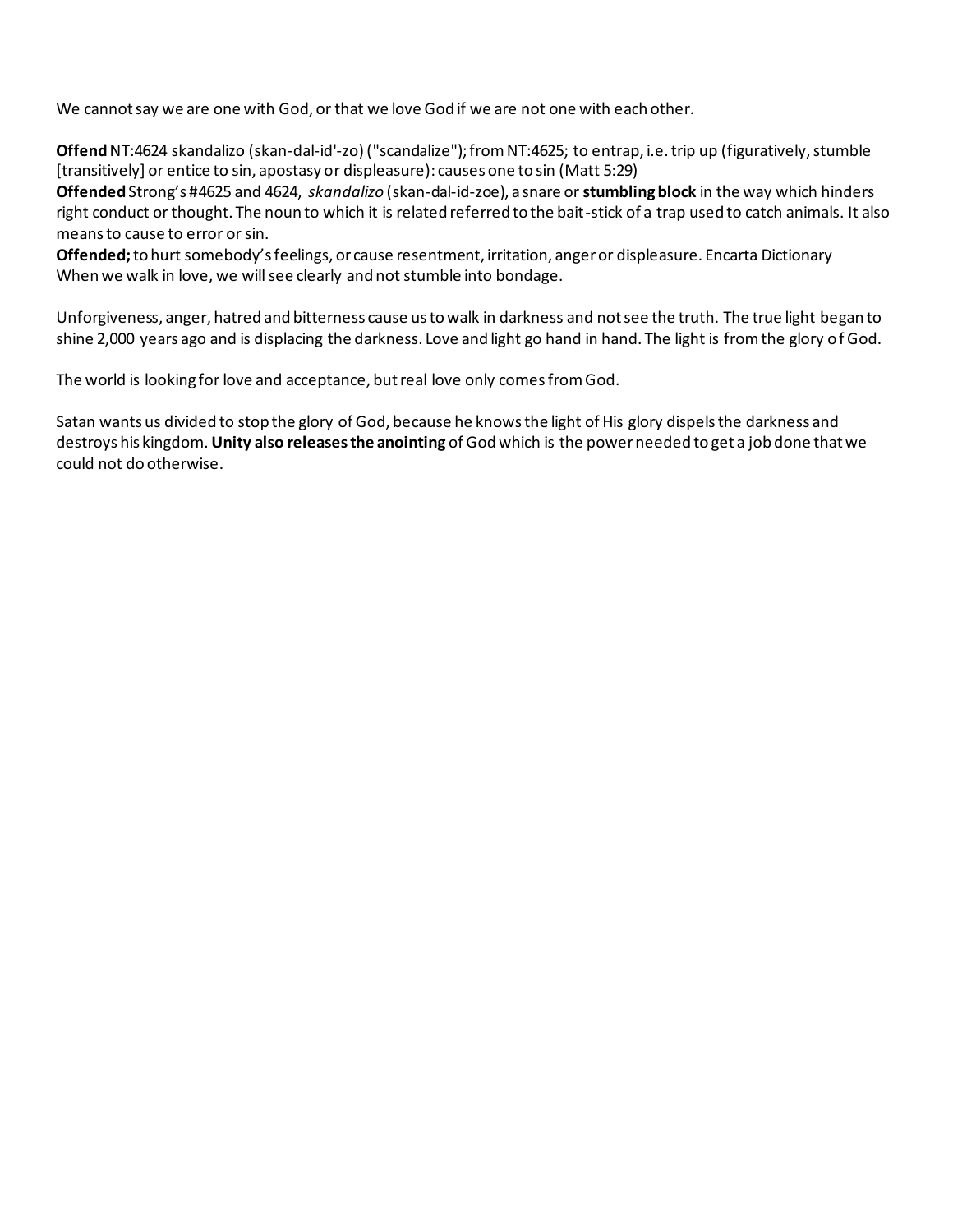We cannot say we are one with God, or that we love God if we are not one with each other.

**Offend** NT:4624 skandalizo (skan-dal-id'-zo) ("scandalize"); from NT:4625; to entrap, i.e. trip up (figuratively, stumble [transitively] or entice to sin, apostasy or displeasure): causes one to sin (Matt 5:29)
**Offended** Strong's #4625 and 4624, *skandalizo* (skan-dal-id-zoe), a snare or **stumbling block** in the way which hinders right conduct or thought. The noun to which it is related referred to the bait-stick of a trap used to catch animals. It also means to cause to error or sin.
**Offended;** to hurt somebody's feelings, or cause resentment, irritation, anger or displeasure. Encarta Dictionary
When we walk in love, we will see clearly and not stumble into bondage.

Unforgiveness, anger, hatred and bitterness cause us to walk in darkness and not see the truth. The true light began to shine 2,000 years ago and is displacing the darkness. Love and light go hand in hand. The light is from the glory of God.

The world is looking for love and acceptance, but real love only comes from God.

Satan wants us divided to stop the glory of God, because he knows the light of His glory dispels the darkness and destroys his kingdom. **Unity also releases the anointing** of God which is the power needed to get a job done that we could not do otherwise.